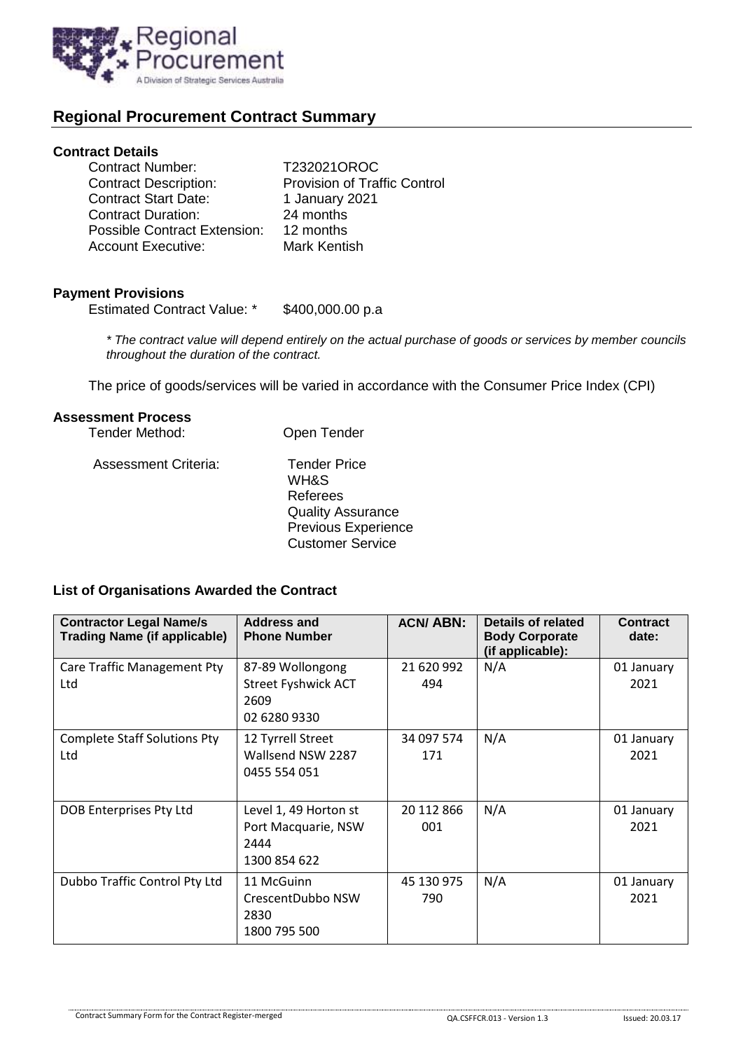## Regional Procurement Contract Summary

### Contract Details

Contract Number: T232021OROC
Contract Description: Provision of Traffic Control
Contract Start Date: 1 January 2021
Contract Duration: 24 months
Possible Contract Extension: 12 months
Account Executive: Mark Kentish

### Payment Provisions

Estimated Contract Value: * $400,000.00 p.a

*\* The contract value will depend entirely on the actual purchase of goods or services by member councils throughout the duration of the contract.*

The price of goods/services will be varied in accordance with the Consumer Price Index (CPI)

### Assessment Process

Tender Method: Open Tender

Assessment Criteria:
- Tender Price
- WH&S
- Referees
- Quality Assurance
- Previous Experience
- Customer Service

### List of Organisations Awarded the Contract

| Contractor Legal Name/s Trading Name (if applicable) | Address and Phone Number | ACN/ ABN: | Details of related Body Corporate (if applicable): | Contract date: |
|---|---|---|---|---|
| Care Traffic Management Pty Ltd | 87-89 Wollongong Street Fyshwick ACT 2609 02 6280 9330 | 21 620 992 494 | N/A | 01 January 2021 |
| Complete Staff Solutions Pty Ltd | 12 Tyrrell Street Wallsend NSW 2287 0455 554 051 | 34 097 574 171 | N/A | 01 January 2021 |
| DOB Enterprises Pty Ltd | Level 1, 49 Horton st Port Macquarie, NSW 2444 1300 854 622 | 20 112 866 001 | N/A | 01 January 2021 |
| Dubbo Traffic Control Pty Ltd | 11 McGuinn CrescentDubbo NSW 2830 1800 795 500 | 45 130 975 790 | N/A | 01 January 2021 |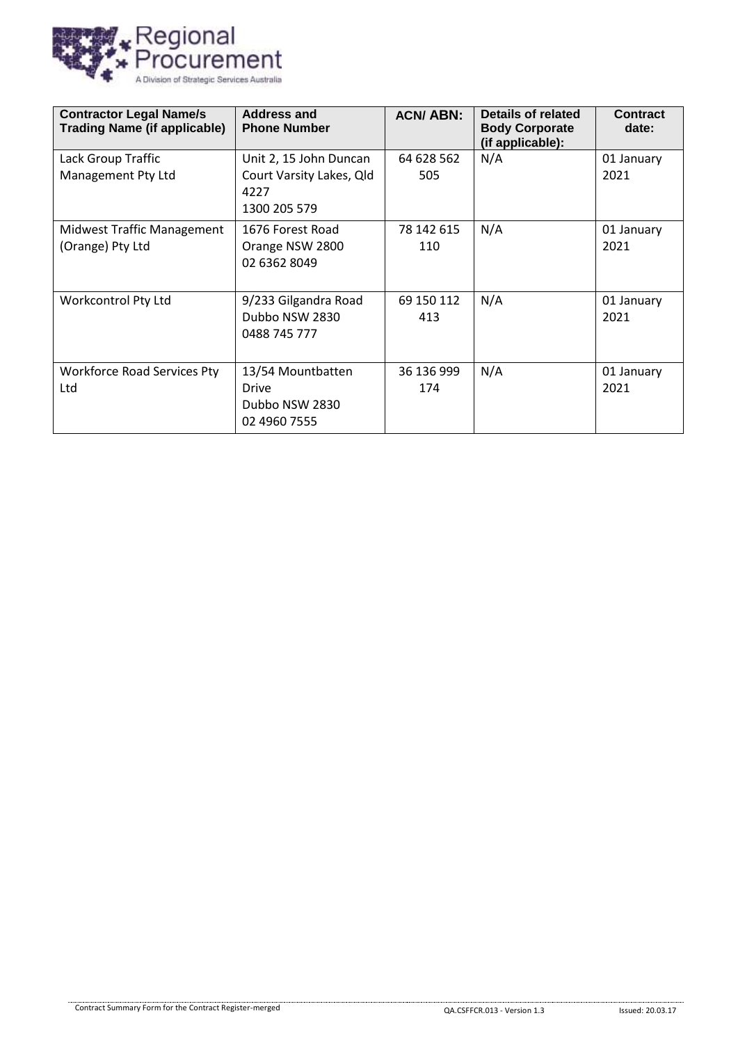| Contractor Legal Name/s Trading Name (if applicable) | Address and Phone Number | ACN/ ABN: | Details of related Body Corporate (if applicable): | Contract date: |
|---|---|---|---|---|
| Lack Group Traffic Management Pty Ltd | Unit 2, 15 John Duncan Court Varsity Lakes, Qld 4227 1300 205 579 | 64 628 562 505 | N/A | 01 January 2021 |
| Midwest Traffic Management (Orange) Pty Ltd | 1676 Forest Road Orange NSW 2800 02 6362 8049 | 78 142 615 110 | N/A | 01 January 2021 |
| Workcontrol Pty Ltd | 9/233 Gilgandra Road Dubbo NSW 2830 0488 745 777 | 69 150 112 413 | N/A | 01 January 2021 |
| Workforce Road Services Pty Ltd | 13/54 Mountbatten Drive Dubbo NSW 2830 02 4960 7555 | 36 136 999 174 | N/A | 01 January 2021 |